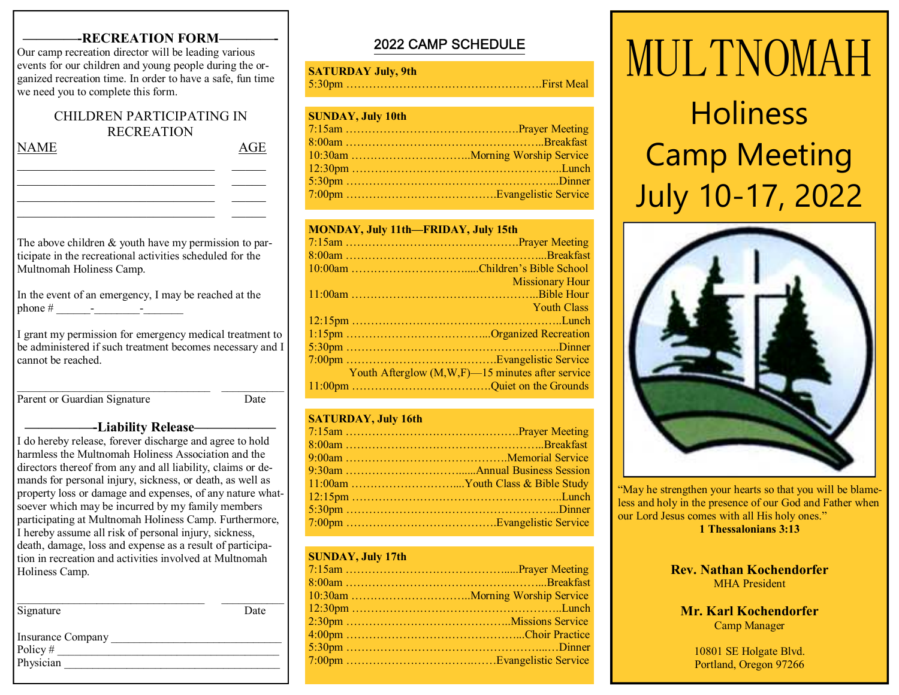## RECREATION FORM

Our camp recreation director will be leading various events for our children and young people during the organized recreation time. In order to have a safe, fun time we need you to complete this form.

### CHILDREN PARTICIPATING IN RECREATION

| NAME | AGE |
|---|---|
| ______________________________ | _____ |
| ______________________________ | _____ |
| ______________________________ | _____ |
| ______________________________ | _____ |

The above children & youth have my permission to participate in the recreational activities scheduled for the Multnomah Holiness Camp.

In the event of an emergency, I may be reached at the phone # ______-________-_______

I grant my permission for emergency medical treatment to be administered if such treatment becomes necessary and I cannot be reached.

______________________________ __________

Parent or Guardian Signature Date

## Liability Release

I do hereby release, forever discharge and agree to hold harmless the Multnomah Holiness Association and the directors thereof from any and all liability, claims or demands for personal injury, sickness, or death, as well as property loss or damage and expenses, of any nature whatsoever which may be incurred by my family members participating at Multnomah Holiness Camp. Furthermore, I hereby assume all risk of personal injury, sickness, death, damage, loss and expense as a result of participation in recreation and activities involved at Multnomah Holiness Camp.

______________________________ __________

Signature Date

Insurance Company ____________________________

Policy # ______________________________________

Physician ____________________________________

## 2022 CAMP SCHEDULE

**SATURDAY July, 9th**

5:30pm ……………………………………………….First Meal

**SUNDAY, July 10th**

7:15am ……………………………………….Prayer Meeting
8:00am ……………………………………………..Breakfast
10:30am …………………………..Morning Worship Service
12:30pm ………………………………………………..Lunch
5:30pm ……………………………………………...Dinner
7:00pm ………………………………….Evangelistic Service

**MONDAY, July 11th—FRIDAY, July 15th**

7:15am ……………………………………….Prayer Meeting
8:00am ……………………………………………...Breakfast
10:00am …………………………....Children's Bible School
Missionary Hour
11:00am ……………………………………….....Bible Hour
Youth Class
12:15pm ………………………………………………..Lunch
1:15pm ……………………………....Organized Recreation
5:30pm ……………………………………………...Dinner
7:00pm ………………………………….Evangelistic Service
Youth Afterglow (M,W,F)—15 minutes after service
11:00pm ……………………………….Quiet on the Grounds

**SATURDAY, July 16th**

7:15am ……………………………………….Prayer Meeting
8:00am ……………………………………………..Breakfast
9:00am …………………………………….Memorial Service
9:30am ………………………….....Annual Business Session
11:00am ……………………….....Youth Class & Bible Study
12:15pm ………………………………………………..Lunch
5:30pm ……………………………………………...Dinner
7:00pm ………………………………….Evangelistic Service

**SUNDAY, July 17th**

7:15am ……………………………………….....Prayer Meeting
8:00am ……………………………………………...Breakfast
10:30am …………………………..Morning Worship Service
12:30pm ………………………………………………..Lunch
2:30pm …………………………………….Missions Service
4:00pm ……………………………………...Choir Practice
5:30pm ………………………………………….....Dinner
7:00pm ……………………………….….Evangelistic Service

# MULTNOMAH

## Holiness Camp Meeting July 10-17, 2022

"May he strengthen your hearts so that you will be blameless and holy in the presence of our God and Father when our Lord Jesus comes with all His holy ones."
**1 Thessalonians 3:13**

**Rev. Nathan Kochendorfer**
MHA President

**Mr. Karl Kochendorfer**
Camp Manager

10801 SE Holgate Blvd.
Portland, Oregon 97266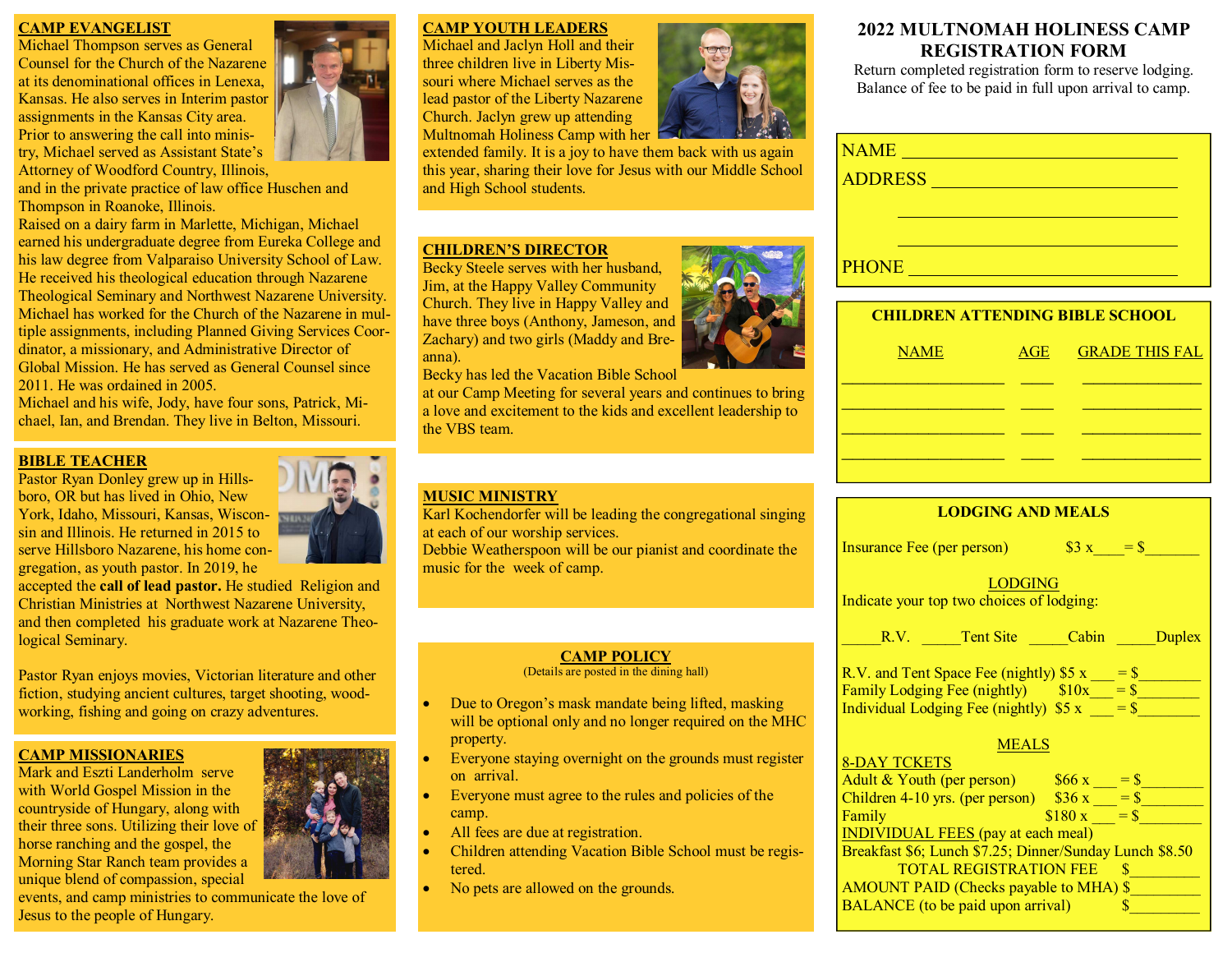## CAMP EVANGELIST

Michael Thompson serves as General Counsel for the Church of the Nazarene at its denominational offices in Lenexa, Kansas. He also serves in Interim pastor assignments in the Kansas City area. Prior to answering the call into ministry, Michael served as Assistant State's Attorney of Woodford Country, Illinois, and in the private practice of law office Huschen and Thompson in Roanoke, Illinois.

Raised on a dairy farm in Marlette, Michigan, Michael earned his undergraduate degree from Eureka College and his law degree from Valparaiso University School of Law. He received his theological education through Nazarene Theological Seminary and Northwest Nazarene University. Michael has worked for the Church of the Nazarene in multiple assignments, including Planned Giving Services Coordinator, a missionary, and Administrative Director of Global Mission. He has served as General Counsel since 2011. He was ordained in 2005.

Michael and his wife, Jody, have four sons, Patrick, Michael, Ian, and Brendan. They live in Belton, Missouri.

## BIBLE TEACHER

Pastor Ryan Donley grew up in Hillsboro, OR but has lived in Ohio, New York, Idaho, Missouri, Kansas, Wisconsin and Illinois. He returned in 2015 to serve Hillsboro Nazarene, his home congregation, as youth pastor. In 2019, he accepted the **call of lead pastor.** He studied Religion and Christian Ministries at Northwest Nazarene University, and then completed his graduate work at Nazarene Theological Seminary.

Pastor Ryan enjoys movies, Victorian literature and other fiction, studying ancient cultures, target shooting, woodworking, fishing and going on crazy adventures.

## CAMP MISSIONARIES

Mark and Eszti Landerholm serve with World Gospel Mission in the countryside of Hungary, along with their three sons. Utilizing their love of horse ranching and the gospel, the Morning Star Ranch team provides a unique blend of compassion, special events, and camp ministries to communicate the love of Jesus to the people of Hungary.

## CAMP YOUTH LEADERS

Michael and Jaclyn Holl and their three children live in Liberty Missouri where Michael serves as the lead pastor of the Liberty Nazarene Church. Jaclyn grew up attending Multnomah Holiness Camp with her extended family. It is a joy to have them back with us again this year, sharing their love for Jesus with our Middle School and High School students.

## CHILDREN'S DIRECTOR

Becky Steele serves with her husband, Jim, at the Happy Valley Community Church. They live in Happy Valley and have three boys (Anthony, Jameson, and Zachary) and two girls (Maddy and Breanna).

Becky has led the Vacation Bible School at our Camp Meeting for several years and continues to bring a love and excitement to the kids and excellent leadership to the VBS team.

## MUSIC MINISTRY

Karl Kochendorfer will be leading the congregational singing at each of our worship services.

Debbie Weatherspoon will be our pianist and coordinate the music for the week of camp.

## CAMP POLICY

(Details are posted in the dining hall)

- Due to Oregon's mask mandate being lifted, masking will be optional only and no longer required on the MHC property.
- Everyone staying overnight on the grounds must register on arrival.
- Everyone must agree to the rules and policies of the camp.
- All fees are due at registration.
- Children attending Vacation Bible School must be registered.
- No pets are allowed on the grounds.

# 2022 MULTNOMAH HOLINESS CAMP REGISTRATION FORM

Return completed registration form to reserve lodging.
Balance of fee to be paid in full upon arrival to camp.

NAME ______________________________

ADDRESS ______________________________

______________________________

______________________________

PHONE ______________________________

### CHILDREN ATTENDING BIBLE SCHOOL

| NAME | AGE | GRADE THIS FAL |
|---|---|---|
| ____________________ | ____ | ______________ |
| ____________________ | ____ | ______________ |
| ____________________ | ____ | ______________ |
| ____________________ | ____ | ______________ |

### LODGING AND MEALS

Insurance Fee (per person) $3 x____= $_______

**LODGING**

Indicate your top two choices of lodging:

_____R.V. _____Tent Site _____Cabin _____Duplex

R.V. and Tent Space Fee (nightly) $5 x ___ = $________
Family Lodging Fee (nightly) $10x___ = $________
Individual Lodging Fee (nightly) $5 x ___ = $________

**MEALS**

8-DAY TCKETS
Adult & Youth (per person) $66 x ___ = $________
Children 4-10 yrs. (per person) $36 x ___ = $________
Family $180 x ___ = $________

INDIVIDUAL FEES (pay at each meal)
Breakfast $6; Lunch $7.25; Dinner/Sunday Lunch $8.50

TOTAL REGISTRATION FEE $_________
AMOUNT PAID (Checks payable to MHA) $_________
BALANCE (to be paid upon arrival) $_________